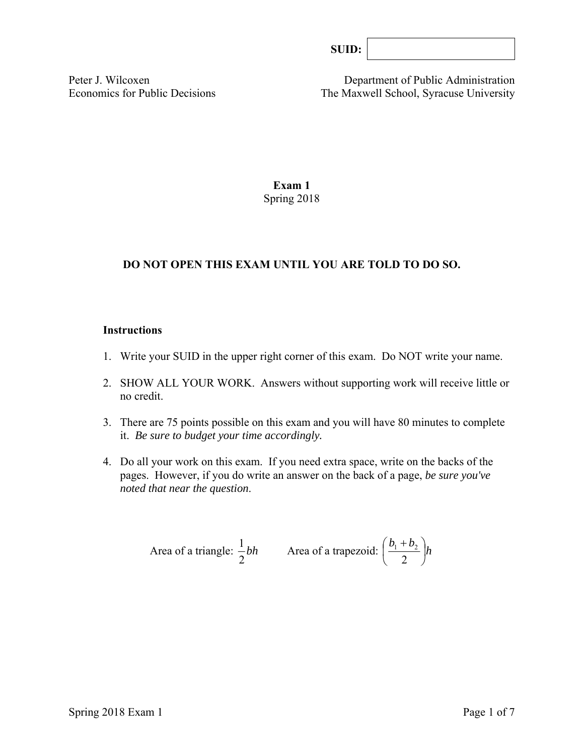**SUID:** 

Peter J. Wilcoxen
Economics for Public Decisions

Department of Public Administration
The Maxwell School, Syracuse University

# Exam 1

Spring 2018

**DO NOT OPEN THIS EXAM UNTIL YOU ARE TOLD TO DO SO.**

### Instructions

1. Write your SUID in the upper right corner of this exam. Do NOT write your name.
2. SHOW ALL YOUR WORK. Answers without supporting work will receive little or no credit.
3. There are 75 points possible on this exam and you will have 80 minutes to complete it. *Be sure to budget your time accordingly.*
4. Do all your work on this exam. If you need extra space, write on the backs of the pages. However, if you do write an answer on the back of a page, *be sure you've noted that near the question*.

Area of a triangle: $\frac{1}{2}bh$ Area of a trapezoid: $\left(\frac{b_1 + b_2}{2}\right)h$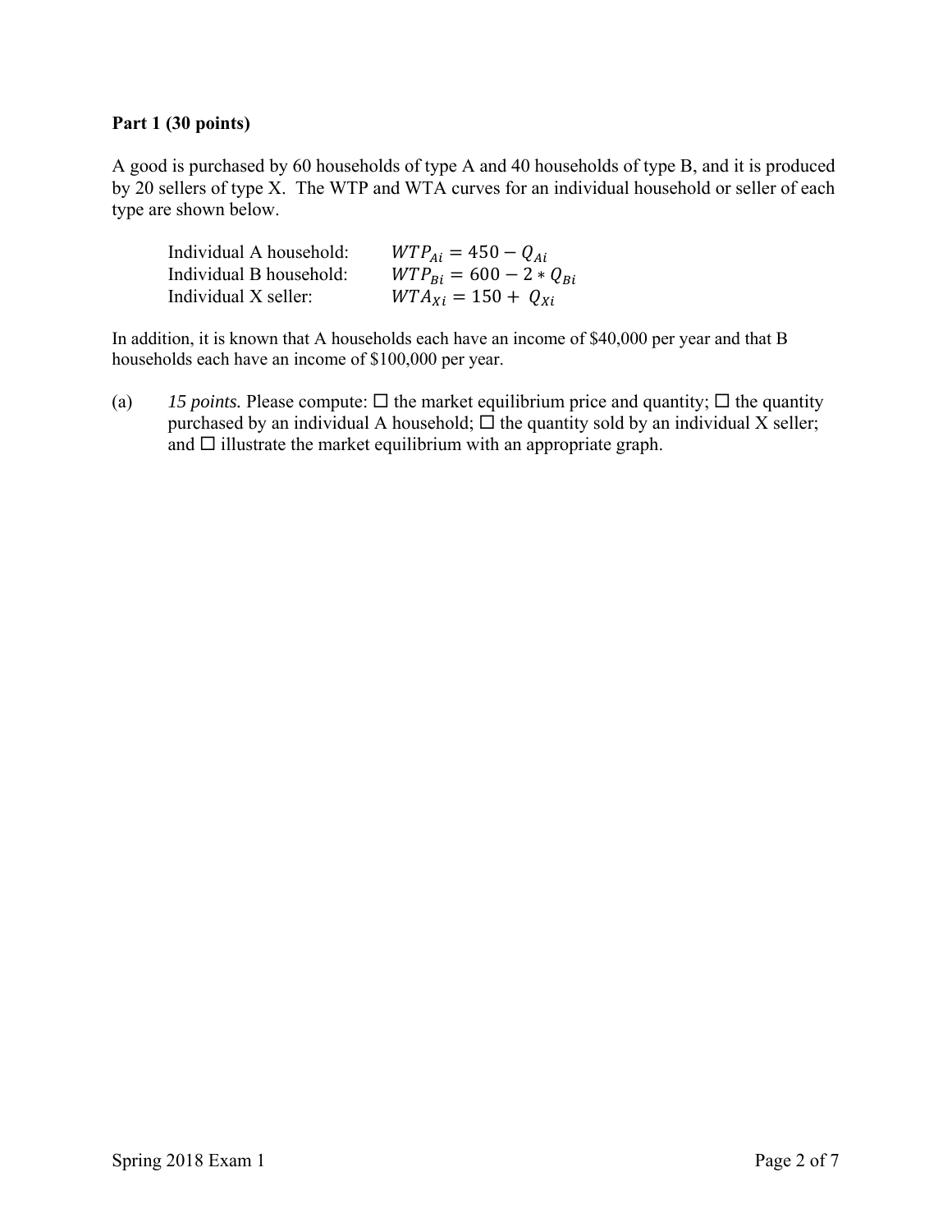**Part 1 (30 points)**

A good is purchased by 60 households of type A and 40 households of type B, and it is produced by 20 sellers of type X. The WTP and WTA curves for an individual household or seller of each type are shown below.

| | |
|---|---|
| Individual A household: | $WTP_{Ai} = 450 - Q_{Ai}$ |
| Individual B household: | $WTP_{Bi} = 600 - 2 * Q_{Bi}$ |
| Individual X seller: | $WTA_{Xi} = 150 + Q_{Xi}$ |

In addition, it is known that A households each have an income of $40,000 per year and that B households each have an income of $100,000 per year.

(a) *15 points.* Please compute: ☐ the market equilibrium price and quantity; ☐ the quantity purchased by an individual A household; ☐ the quantity sold by an individual X seller; and ☐ illustrate the market equilibrium with an appropriate graph.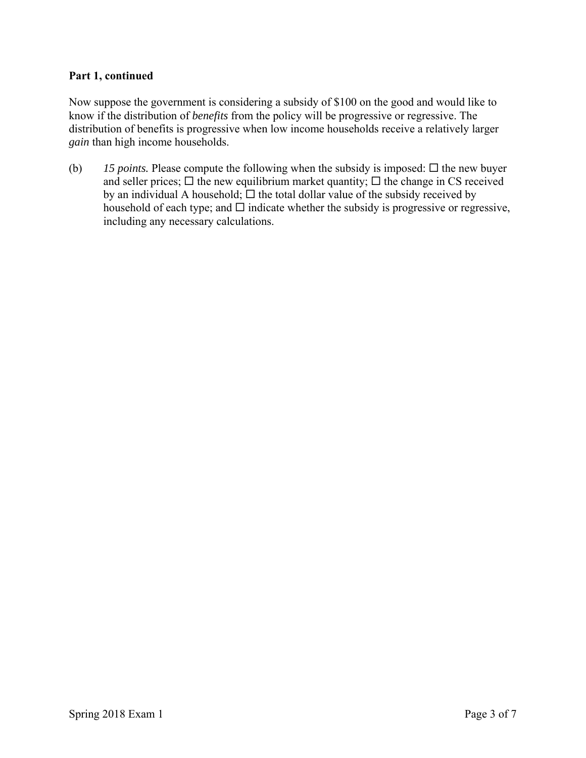**Part 1, continued**

Now suppose the government is considering a subsidy of $100 on the good and would like to know if the distribution of *benefits* from the policy will be progressive or regressive. The distribution of benefits is progressive when low income households receive a relatively larger *gain* than high income households.

(b) *15 points.* Please compute the following when the subsidy is imposed: ☐ the new buyer and seller prices; ☐ the new equilibrium market quantity; ☐ the change in CS received by an individual A household; ☐ the total dollar value of the subsidy received by household of each type; and ☐ indicate whether the subsidy is progressive or regressive, including any necessary calculations.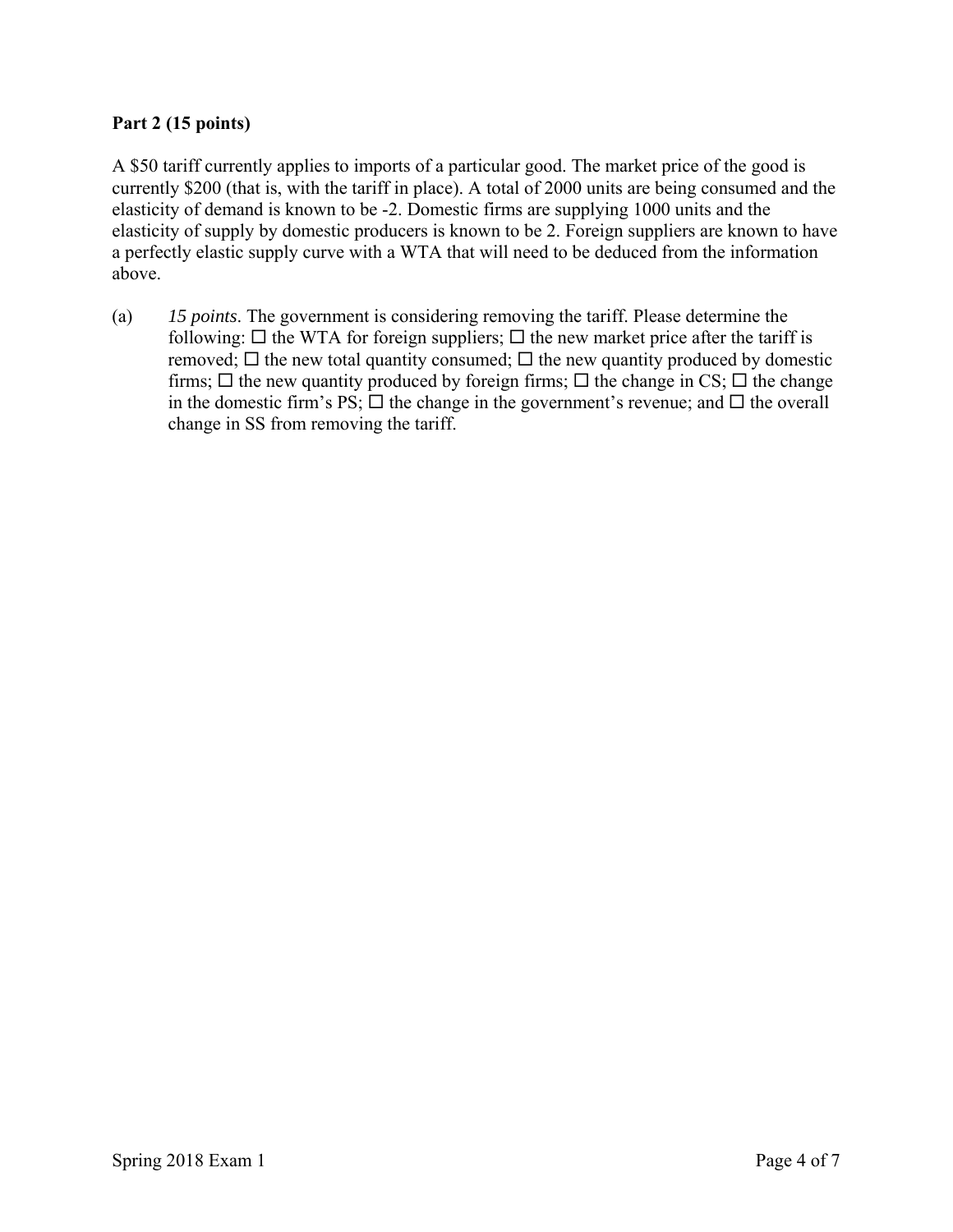**Part 2 (15 points)**

A \$50 tariff currently applies to imports of a particular good. The market price of the good is currently \$200 (that is, with the tariff in place). A total of 2000 units are being consumed and the elasticity of demand is known to be -2. Domestic firms are supplying 1000 units and the elasticity of supply by domestic producers is known to be 2. Foreign suppliers are known to have a perfectly elastic supply curve with a WTA that will need to be deduced from the information above.

(a) *15 points*. The government is considering removing the tariff. Please determine the following: ☐ the WTA for foreign suppliers; ☐ the new market price after the tariff is removed; ☐ the new total quantity consumed; ☐ the new quantity produced by domestic firms; ☐ the new quantity produced by foreign firms; ☐ the change in CS; ☐ the change in the domestic firm's PS; ☐ the change in the government's revenue; and ☐ the overall change in SS from removing the tariff.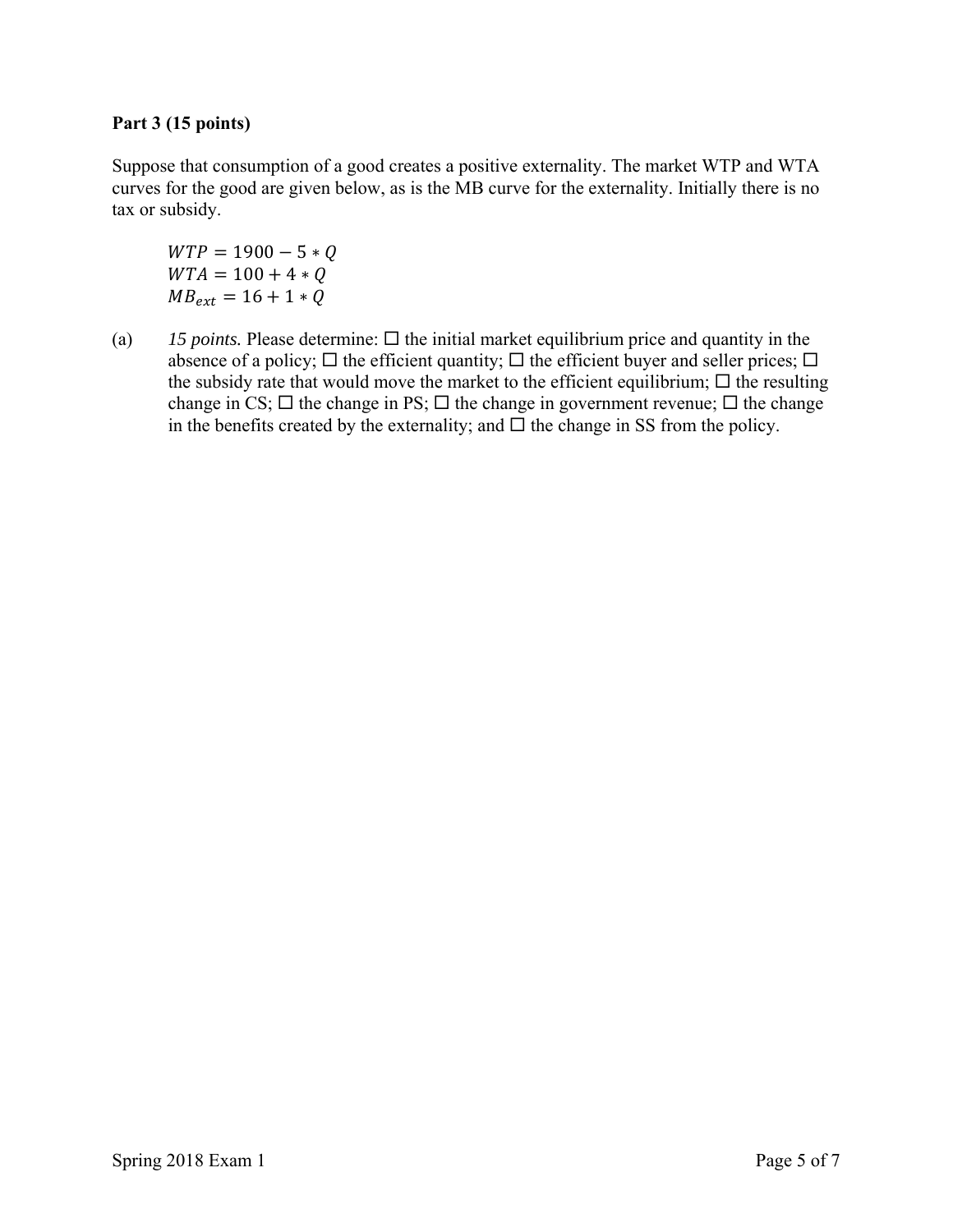**Part 3 (15 points)**

Suppose that consumption of a good creates a positive externality. The market WTP and WTA curves for the good are given below, as is the MB curve for the externality. Initially there is no tax or subsidy.

$$WTP = 1900 - 5 * Q$$
$$WTA = 100 + 4 * Q$$
$$MB_{ext} = 16 + 1 * Q$$

(a) *15 points.* Please determine: ☐ the initial market equilibrium price and quantity in the absence of a policy; ☐ the efficient quantity; ☐ the efficient buyer and seller prices; ☐ the subsidy rate that would move the market to the efficient equilibrium; ☐ the resulting change in CS; ☐ the change in PS; ☐ the change in government revenue; ☐ the change in the benefits created by the externality; and ☐ the change in SS from the policy.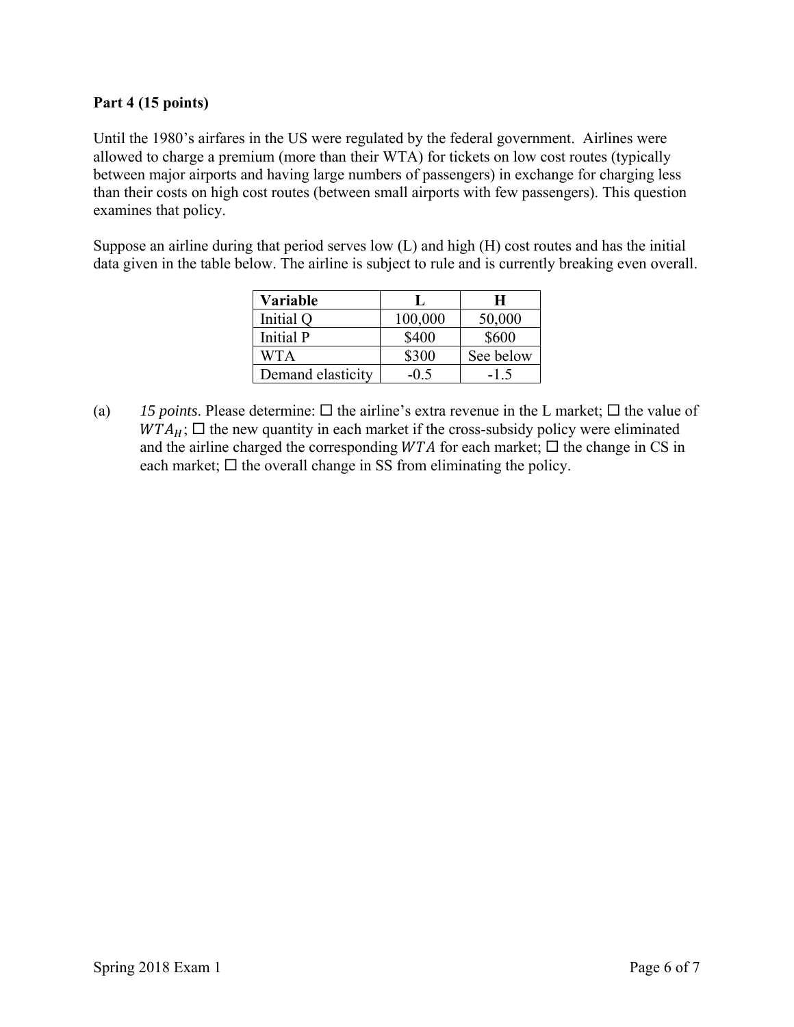**Part 4 (15 points)**

Until the 1980's airfares in the US were regulated by the federal government. Airlines were allowed to charge a premium (more than their WTA) for tickets on low cost routes (typically between major airports and having large numbers of passengers) in exchange for charging less than their costs on high cost routes (between small airports with few passengers). This question examines that policy.

Suppose an airline during that period serves low (L) and high (H) cost routes and has the initial data given in the table below. The airline is subject to rule and is currently breaking even overall.

| Variable | L | H |
|---|---|---|
| Initial Q | 100,000 | 50,000 |
| Initial P | \$400 | \$600 |
| WTA | \$300 | See below |
| Demand elasticity | -0.5 | -1.5 |

(a) *15 points*. Please determine: ☐ the airline's extra revenue in the L market; ☐ the value of $WTA_H$; ☐ the new quantity in each market if the cross-subsidy policy were eliminated and the airline charged the corresponding $WTA$ for each market; ☐ the change in CS in each market; ☐ the overall change in SS from eliminating the policy.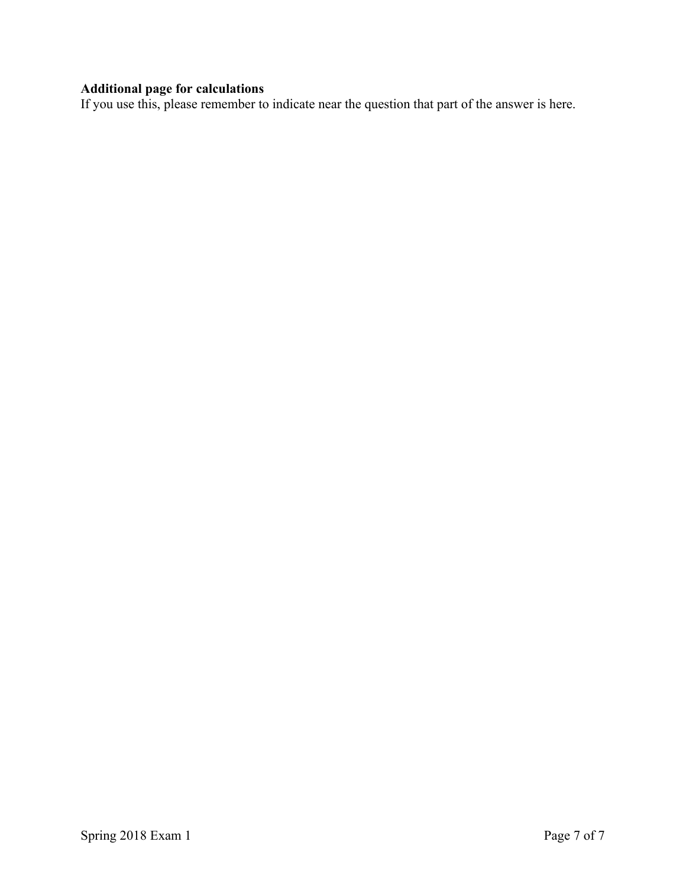**Additional page for calculations**

If you use this, please remember to indicate near the question that part of the answer is here.